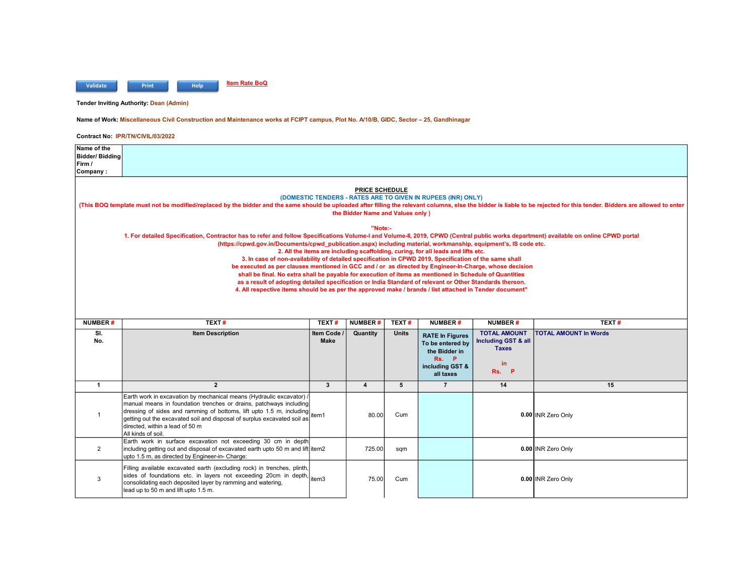Validate Print Help **Item Rate BoQ**

**Tender Inviting Authority:** Dean (Admin)

**Name of Work:** Miscellaneous Civil Construction and Maintenance works at FCIPT campus, Plot No. A/10/B, GIDC, Sector – 25, Gandhinagar

**Contract No:** IPR/TN/CIVIL/03/2022

| Name of the Bidder/ Bidding Firm / Company : | |
|---|---|

**PRICE SCHEDULE**

**(DOMESTIC TENDERS - RATES ARE TO GIVEN IN RUPEES (INR) ONLY)**

**(This BOQ template must not be modified/replaced by the bidder and the same should be uploaded after filling the relevant columns, else the bidder is liable to be rejected for this tender. Bidders are allowed to enter the Bidder Name and Values only )**

**"Note:-**

**1. For detailed Specification, Contractor has to refer and follow Specifications Volume-I and Volume-II, 2019, CPWD (Central public works department) available on online CPWD portal (https://cpwd.gov.in/Documents/cpwd_publication.aspx) including material, workmanship, equipment's, IS code etc.**

**2. All the items are including scaffolding, curing, for all leads and lifts etc.**

**3. In case of non-availability of detailed specification in CPWD 2019, Specification of the same shall be executed as per clauses mentioned in GCC and / or as directed by Engineer-In-Charge, whose decision shall be final. No extra shall be payable for execution of items as mentioned in Schedule of Quantities as a result of adopting detailed specification or India Standard of relevant or Other Standards thereon.**

**4. All respective items should be as per the approved make / brands / list attached in Tender document"**

| NUMBER # | TEXT # | TEXT # | NUMBER # | TEXT # | NUMBER # | NUMBER # | TEXT # |
|---|---|---|---|---|---|---|---|
| Sl. No. | Item Description | Item Code / Make | Quantity | Units | RATE In Figures To be entered by the Bidder in Rs. P including GST & all taxes | TOTAL AMOUNT Including GST & all Taxes in Rs. P | TOTAL AMOUNT In Words |
| 1 | 2 | 3 | 4 | 5 | 7 | 14 | 15 |
| 1 | Earth work in excavation by mechanical means (Hydraulic excavator) / manual means in foundation trenches or drains, patchways including dressing of sides and ramming of bottoms, lift upto 1.5 m, including getting out the excavated soil and disposal of surplus excavated soil as directed, within a lead of 50 m<br>All kinds of soil. | item1 | 80.00 | Cum | | 0.00 | INR Zero Only |
| 2 | Earth work in surface excavation not exceeding 30 cm in depth including getting out and disposal of excavated earth upto 50 m and lift upto 1.5 m, as directed by Engineer-in- Charge: | item2 | 725.00 | sqm | | 0.00 | INR Zero Only |
| 3 | Filling available excavated earth (excluding rock) in trenches, plinth, sides of foundations etc. in layers not exceeding 20cm in depth, consolidating each deposited layer by ramming and watering,<br>lead up to 50 m and lift upto 1.5 m. | item3 | 75.00 | Cum | | 0.00 | INR Zero Only |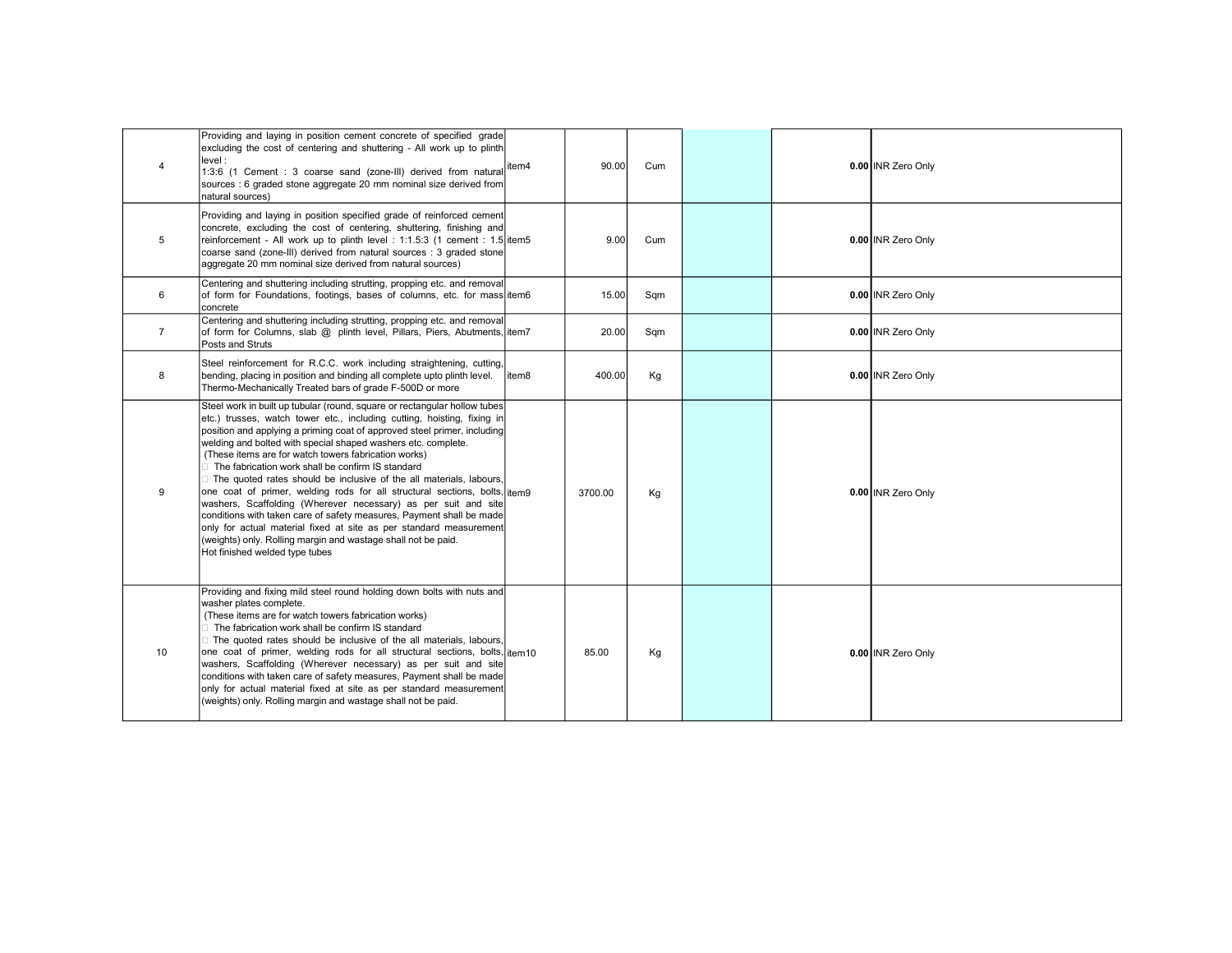| | | | | | | | |
|---|---|---|---|---|---|---|---|
| 4 | Providing and laying in position cement concrete of specified grade excluding the cost of centering and shuttering - All work up to plinth level :<br>1:3:6 (1 Cement : 3 coarse sand (zone-III) derived from natural sources : 6 graded stone aggregate 20 mm nominal size derived from natural sources) | item4 | 90.00 | Cum | | **0.00** | INR Zero Only |
| 5 | Providing and laying in position specified grade of reinforced cement concrete, excluding the cost of centering, shuttering, finishing and reinforcement - All work up to plinth level : 1:1.5:3 (1 cement : 1.5 coarse sand (zone-III) derived from natural sources : 3 graded stone aggregate 20 mm nominal size derived from natural sources) | item5 | 9.00 | Cum | | **0.00** | INR Zero Only |
| 6 | Centering and shuttering including strutting, propping etc. and removal of form for Foundations, footings, bases of columns, etc. for mass concrete | item6 | 15.00 | Sqm | | **0.00** | INR Zero Only |
| 7 | Centering and shuttering including strutting, propping etc. and removal of form for Columns, slab @ plinth level, Pillars, Piers, Abutments, Posts and Struts | item7 | 20.00 | Sqm | | **0.00** | INR Zero Only |
| 8 | Steel reinforcement for R.C.C. work including straightening, cutting, bending, placing in position and binding all complete upto plinth level.<br>Thermo-Mechanically Treated bars of grade F-500D or more | item8 | 400.00 | Kg | | **0.00** | INR Zero Only |
| 9 | Steel work in built up tubular (round, square or rectangular hollow tubes etc.) trusses, watch tower etc., including cutting, hoisting, fixing in position and applying a priming coat of approved steel primer, including welding and bolted with special shaped washers etc. complete.<br>(These items are for watch towers fabrication works)<br>The fabrication work shall be confirm IS standard<br>The quoted rates should be inclusive of the all materials, labours, one coat of primer, welding rods for all structural sections, bolts, washers, Scaffolding (Wherever necessary) as per suit and site conditions with taken care of safety measures, Payment shall be made only for actual material fixed at site as per standard measurement (weights) only. Rolling margin and wastage shall not be paid.<br>Hot finished welded type tubes | item9 | 3700.00 | Kg | | **0.00** | INR Zero Only |
| 10 | Providing and fixing mild steel round holding down bolts with nuts and washer plates complete.<br>(These items are for watch towers fabrication works)<br>The fabrication work shall be confirm IS standard<br>The quoted rates should be inclusive of the all materials, labours, one coat of primer, welding rods for all structural sections, bolts, washers, Scaffolding (Wherever necessary) as per suit and site conditions with taken care of safety measures, Payment shall be made only for actual material fixed at site as per standard measurement (weights) only. Rolling margin and wastage shall not be paid. | item10 | 85.00 | Kg | | **0.00** | INR Zero Only |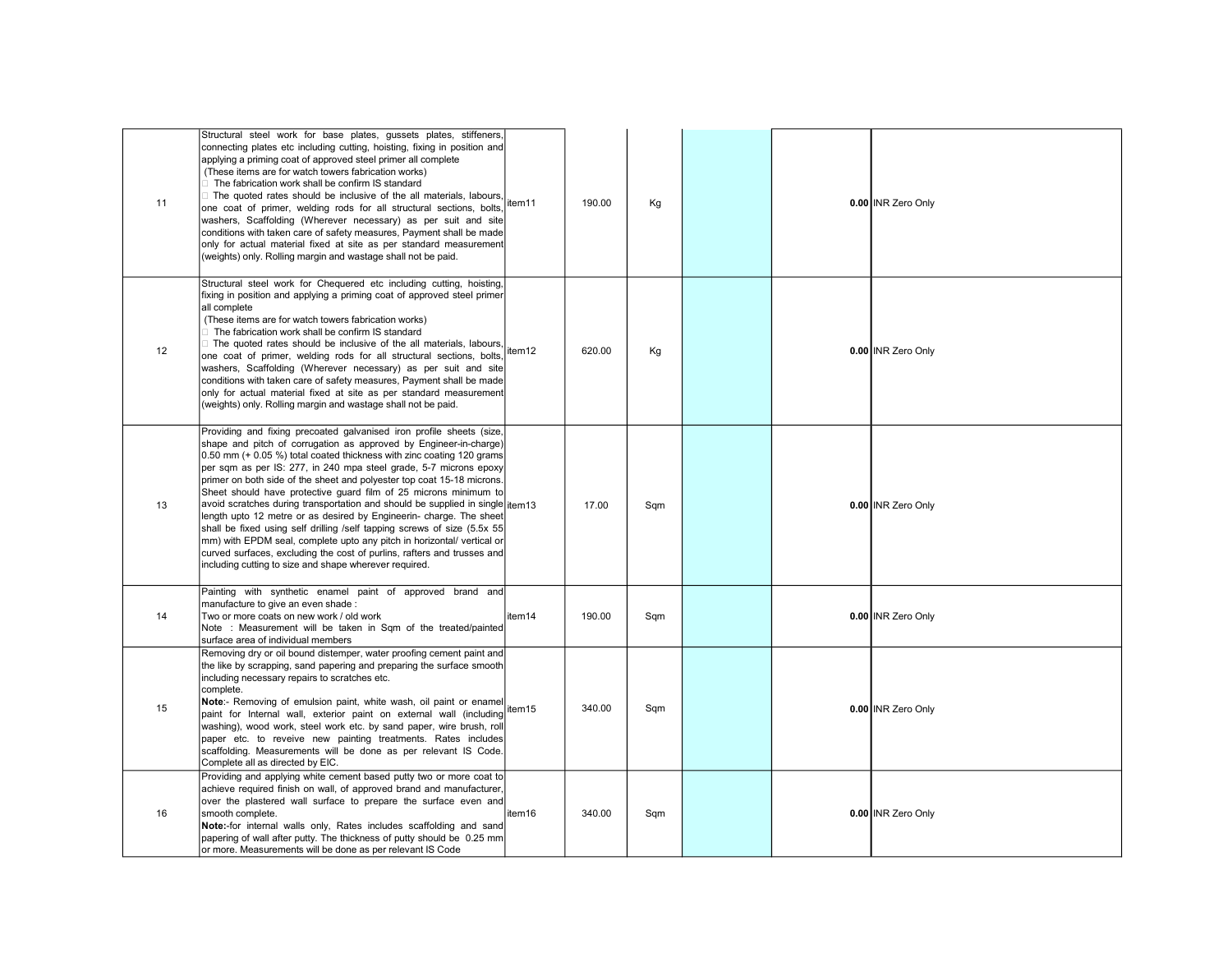| 11 | Structural steel work for base plates, gussets plates, stiffeners, connecting plates etc including cutting, hoisting, fixing in position and applying a priming coat of approved steel primer all complete (These items are for watch towers fabrication works)  The fabrication work shall be confirm IS standard  The quoted rates should be inclusive of the all materials, labours, one coat of primer, welding rods for all structural sections, bolts, washers, Scaffolding (Wherever necessary) as per suit and site conditions with taken care of safety measures, Payment shall be made only for actual material fixed at site as per standard measurement (weights) only. Rolling margin and wastage shall not be paid. | item11 | 190.00 | Kg | | **0.00** | INR Zero Only |
|---|---|---|---|---|---|---|---|
| 12 | Structural steel work for Chequered etc including cutting, hoisting, fixing in position and applying a priming coat of approved steel primer all complete (These items are for watch towers fabrication works)  The fabrication work shall be confirm IS standard  The quoted rates should be inclusive of the all materials, labours, one coat of primer, welding rods for all structural sections, bolts, washers, Scaffolding (Wherever necessary) as per suit and site conditions with taken care of safety measures, Payment shall be made only for actual material fixed at site as per standard measurement (weights) only. Rolling margin and wastage shall not be paid. | item12 | 620.00 | Kg | | **0.00** | INR Zero Only |
| 13 | Providing and fixing precoated galvanised iron profile sheets (size, shape and pitch of corrugation as approved by Engineer-in-charge) 0.50 mm (+ 0.05 %) total coated thickness with zinc coating 120 grams per sqm as per IS: 277, in 240 mpa steel grade, 5-7 microns epoxy primer on both side of the sheet and polyester top coat 15-18 microns. Sheet should have protective guard film of 25 microns minimum to avoid scratches during transportation and should be supplied in single length upto 12 metre or as desired by Engineerin- charge. The sheet shall be fixed using self drilling /self tapping screws of size (5.5x 55 mm) with EPDM seal, complete upto any pitch in horizontal/ vertical or curved surfaces, excluding the cost of purlins, rafters and trusses and including cutting to size and shape wherever required. | item13 | 17.00 | Sqm | | **0.00** | INR Zero Only |
| 14 | Painting with synthetic enamel paint of approved brand and manufacture to give an even shade : Two or more coats on new work / old work Note : Measurement will be taken in Sqm of the treated/painted surface area of individual members | item14 | 190.00 | Sqm | | **0.00** | INR Zero Only |
| 15 | Removing dry or oil bound distemper, water proofing cement paint and the like by scrapping, sand papering and preparing the surface smooth including necessary repairs to scratches etc. complete. **Note**:- Removing of emulsion paint, white wash, oil paint or enamel paint for Internal wall, exterior paint on external wall (including washing), wood work, steel work etc. by sand paper, wire brush, roll paper etc. to reveive new painting treatments. Rates includes scaffolding. Measurements will be done as per relevant IS Code. Complete all as directed by EIC. | item15 | 340.00 | Sqm | | **0.00** | INR Zero Only |
| 16 | Providing and applying white cement based putty two or more coat to achieve required finish on wall, of approved brand and manufacturer, over the plastered wall surface to prepare the surface even and smooth complete. **Note:**-for internal walls only, Rates includes scaffolding and sand papering of wall after putty. The thickness of putty should be 0.25 mm or more. Measurements will be done as per relevant IS Code | item16 | 340.00 | Sqm | | **0.00** | INR Zero Only |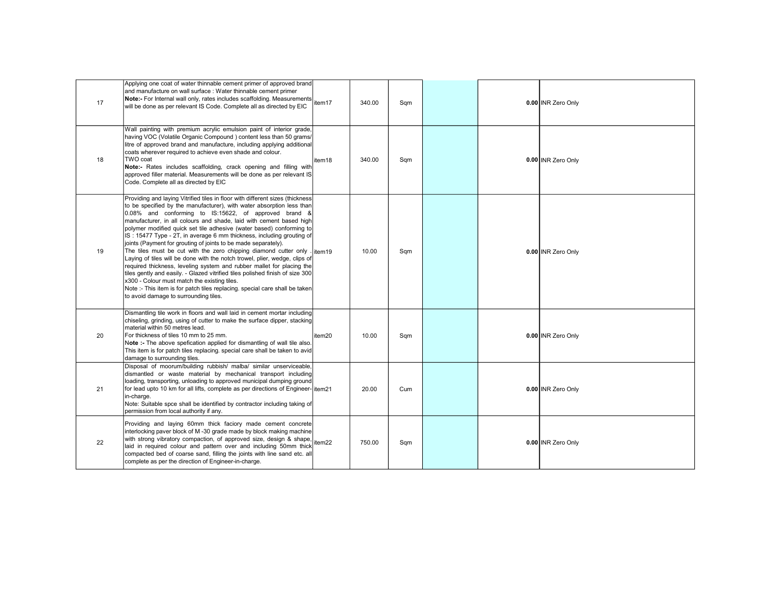| 17 | Applying one coat of water thinnable cement primer of approved brand and manufacture on wall surface : Water thinnable cement primer **Note:-** For Internal wall only, rates includes scaffolding. Measurements will be done as per relevant IS Code. Complete all as directed by EIC | item17 | 340.00 | Sqm | | **0.00** | INR Zero Only |
|---|---|---|---|---|---|---|---|
| 18 | Wall painting with premium acrylic emulsion paint of interior grade, having VOC (Volatile Organic Compound ) content less than 50 grams/ litre of approved brand and manufacture, including applying additional coats wherever required to achieve even shade and colour. TWO coat **Note:-** Rates includes scaffolding, crack opening and filling with approved filler material. Measurements will be done as per relevant IS Code. Complete all as directed by EIC | item18 | 340.00 | Sqm | | **0.00** | INR Zero Only |
| 19 | Providing and laying Vitrified tiles in floor with different sizes (thickness to be specified by the manufacturer), with water absorption less than 0.08% and conforming to IS:15622, of approved brand & manufacturer, in all colours and shade, laid with cement based high polymer modified quick set tile adhesive (water based) conforming to IS : 15477 Type - 2T, in average 6 mm thickness, including grouting of joints (Payment for grouting of joints to be made separately). The tiles must be cut with the zero chipping diamond cutter only . Laying of tiles will be done with the notch trowel, plier, wedge, clips of required thickness, leveling system and rubber mallet for placing the tiles gently and easily. - Glazed vitrified tiles polished finish of size 300 x300 - Colour must match the existing tiles. Note :- This item is for patch tiles replacing. special care shall be taken to avoid damage to surrounding tiles. | item19 | 10.00 | Sqm | | **0.00** | INR Zero Only |
| 20 | Dismantling tile work in floors and wall laid in cement mortar including chiseling, grinding, using of cutter to make the surface dipper, stacking material within 50 metres lead. For thickness of tiles 10 mm to 25 mm. **Note :-** The above spefication applied for dismantling of wall tile also. This item is for patch tiles replacing. special care shall be taken to avid damage to surrounding tiles. | item20 | 10.00 | Sqm | | **0.00** | INR Zero Only |
| 21 | Disposal of moorum/building rubbish/ malba/ similar unserviceable, dismantled or waste material by mechanical transport including loading, transporting, unloading to approved municipal dumping ground for lead upto 10 km for all lifts, complete as per directions of Engineer-in-charge. Note: Suitable spce shall be identified by contractor including taking of permission from local authority if any. | item21 | 20.00 | Cum | | **0.00** | INR Zero Only |
| 22 | Providing and laying 60mm thick faciory made cement concrete interlocking paver block of M -30 grade made by block making machine with strong vibratory compaction, of approved size, design & shape, laid in required colour and pattern over and including 50mm thick compacted bed of coarse sand, filling the joints with line sand etc. all complete as per the direction of Engineer-in-charge. | item22 | 750.00 | Sqm | | **0.00** | INR Zero Only |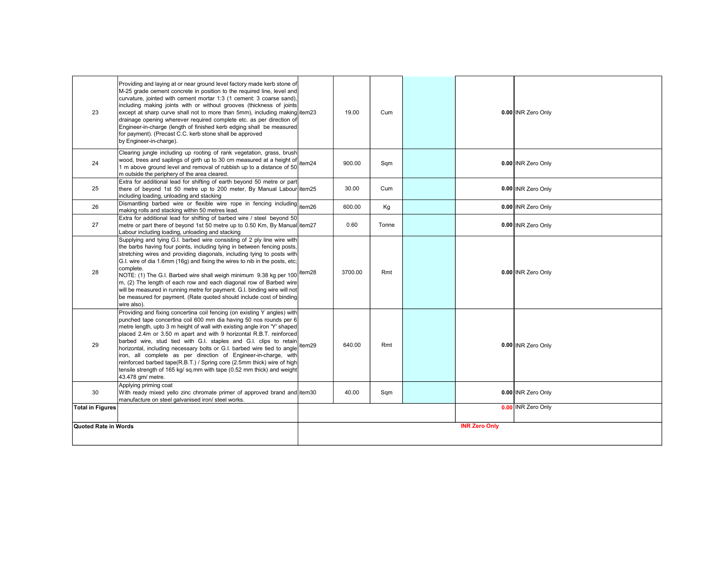| | | | | | | | |
|---|---|---|---|---|---|---|---|
| 23 | Providing and laying at or near ground level factory made kerb stone of M-25 grade cement concrete in position to the required line, level and curvature, jointed with cement mortar 1:3 (1 cement: 3 coarse sand), including making joints with or without grooves (thickness of joints except at sharp curve shall not to more than 5mm), including making drainage opening wherever required complete etc. as per direction of Engineer-in-charge (length of finished kerb edging shall be measured for payment). (Precast C.C. kerb stone shall be approved by Engineer-in-charge). | item23 | 19.00 | Cum | | **0.00** | INR Zero Only |
| 24 | Clearing jungle including up rooting of rank vegetation, grass, brush wood, trees and saplings of girth up to 30 cm measured at a height of 1 m above ground level and removal of rubbish up to a distance of 50 m outside the periphery of the area cleared. | item24 | 900.00 | Sqm | | **0.00** | INR Zero Only |
| 25 | Extra for additional lead for shifting of earth beyond 50 metre or part there of beyond 1st 50 metre up to 200 meter, By Manual Labour including loading, unloading and stacking | item25 | 30.00 | Cum | | **0.00** | INR Zero Only |
| 26 | Dismantling barbed wire or flexible wire rope in fencing including making rolls and stacking within 50 metres lead. | item26 | 600.00 | Kg | | **0.00** | INR Zero Only |
| 27 | Extra for additional lead for shifting of barbed wire / steel beyond 50 metre or part there of beyond 1st 50 metre up to 0.50 Km, By Manual Labour including loading, unloading and stacking | item27 | 0.60 | Tonne | | **0.00** | INR Zero Only |
| 28 | Supplying and tying G.I. barbed wire consisting of 2 ply line wire with the barbs having four points, including tying in between fencing posts, stretching wires and providing diagonals, including tying to posts with G.I. wire of dia 1.6mm (16g) and fixing the wires to nib in the posts, etc; complete.<br>NOTE: (1) The G.I. Barbed wire shall weigh minimum 9.38 kg per 100 m, (2) The length of each row and each diagonal row of Barbed wire will be measured in running metre for payment. G.I. binding wire will not be measured for payment. (Rate quoted should include cost of binding wire also). | item28 | 3700.00 | Rmt | | **0.00** | INR Zero Only |
| 29 | Providing and fixing concertina coil fencing (on existing Y angles) with punched tape concertina coil 600 mm dia having 50 nos rounds per 6 metre length, upto 3 m height of wall with existing angle iron 'Y' shaped placed 2.4m or 3.50 m apart and with 9 horizontal R.B.T. reinforced barbed wire, stud tied with G.I. staples and G.I. clips to retain horizontal, including necessary bolts or G.I. barbed wire tied to angle iron, all complete as per direction of Engineer-in-charge, with reinforced barbed tape(R.B.T.) / Spring core (2.5mm thick) wire of high tensile strength of 165 kg/ sq.mm with tape (0.52 mm thick) and weight 43.478 gm/ metre. | item29 | 640.00 | Rmt | | **0.00** | INR Zero Only |
| 30 | Applying priming coat<br>With ready mixed yello zinc chromate primer of approved brand and manufacture on steel galvanised iron/ steel works. | item30 | 40.00 | Sqm | | **0.00** | INR Zero Only |
| **Total in Figures** | | | | | | **0.00** | INR Zero Only |
| **Quoted Rate in Words** | | | | | | **INR Zero Only** | |